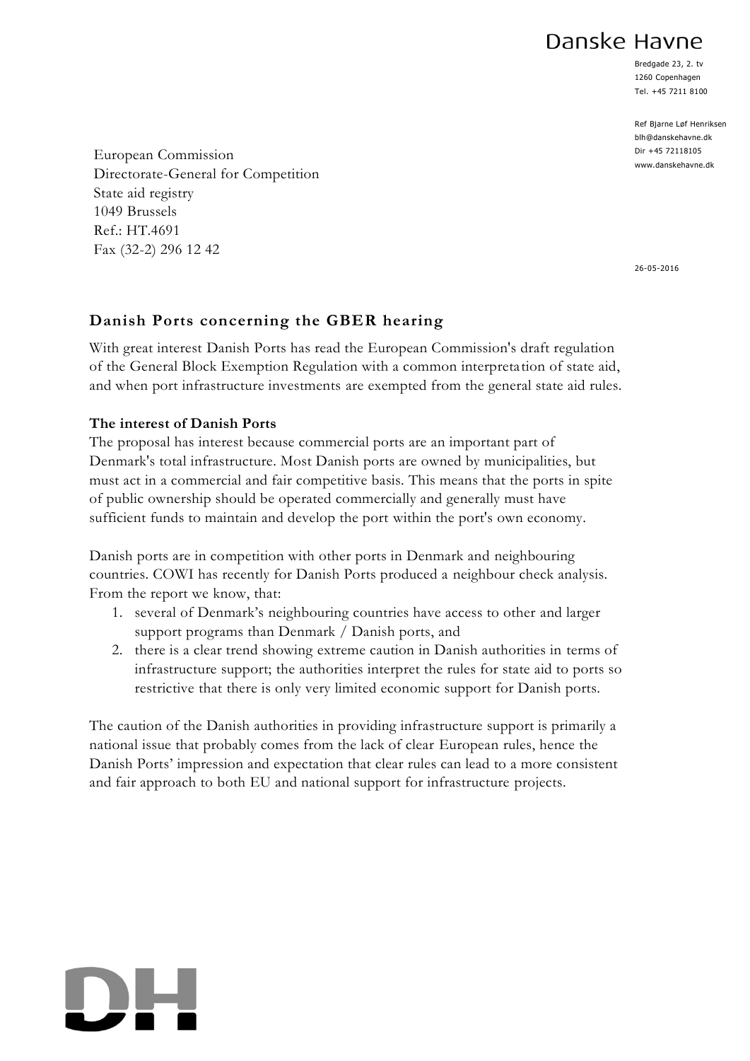Danske Havne

Bredgade 23, 2. tv
1260 Copenhagen
Tel. +45 7211 8100

Ref Bjarne Løf Henriksen
blh@danskehavne.dk
Dir +45 72118105
www.danskehavne.dk

European Commission
Directorate-General for Competition
State aid registry
1049 Brussels
Ref.: HT.4691
Fax (32-2) 296 12 42

26-05-2016

## Danish Ports concerning the GBER hearing

With great interest Danish Ports has read the European Commission's draft regulation of the General Block Exemption Regulation with a common interpretation of state aid, and when port infrastructure investments are exempted from the general state aid rules.

**The interest of Danish Ports**

The proposal has interest because commercial ports are an important part of Denmark's total infrastructure. Most Danish ports are owned by municipalities, but must act in a commercial and fair competitive basis. This means that the ports in spite of public ownership should be operated commercially and generally must have sufficient funds to maintain and develop the port within the port's own economy.

Danish ports are in competition with other ports in Denmark and neighbouring countries. COWI has recently for Danish Ports produced a neighbour check analysis. From the report we know, that:

1. several of Denmark's neighbouring countries have access to other and larger support programs than Denmark / Danish ports, and
2. there is a clear trend showing extreme caution in Danish authorities in terms of infrastructure support; the authorities interpret the rules for state aid to ports so restrictive that there is only very limited economic support for Danish ports.

The caution of the Danish authorities in providing infrastructure support is primarily a national issue that probably comes from the lack of clear European rules, hence the Danish Ports' impression and expectation that clear rules can lead to a more consistent and fair approach to both EU and national support for infrastructure projects.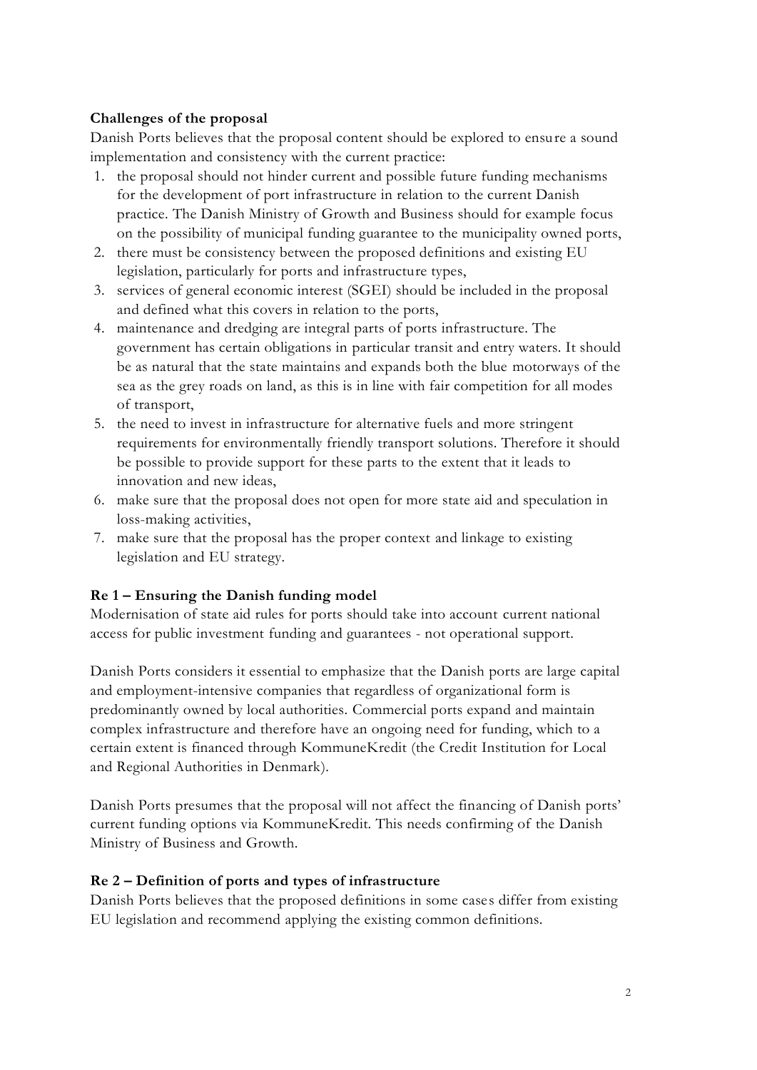**Challenges of the proposal**

Danish Ports believes that the proposal content should be explored to ensure a sound implementation and consistency with the current practice:

1. the proposal should not hinder current and possible future funding mechanisms for the development of port infrastructure in relation to the current Danish practice. The Danish Ministry of Growth and Business should for example focus on the possibility of municipal funding guarantee to the municipality owned ports,
2. there must be consistency between the proposed definitions and existing EU legislation, particularly for ports and infrastructure types,
3. services of general economic interest (SGEI) should be included in the proposal and defined what this covers in relation to the ports,
4. maintenance and dredging are integral parts of ports infrastructure. The government has certain obligations in particular transit and entry waters. It should be as natural that the state maintains and expands both the blue motorways of the sea as the grey roads on land, as this is in line with fair competition for all modes of transport,
5. the need to invest in infrastructure for alternative fuels and more stringent requirements for environmentally friendly transport solutions. Therefore it should be possible to provide support for these parts to the extent that it leads to innovation and new ideas,
6. make sure that the proposal does not open for more state aid and speculation in loss-making activities,
7. make sure that the proposal has the proper context and linkage to existing legislation and EU strategy.

**Re 1 – Ensuring the Danish funding model**

Modernisation of state aid rules for ports should take into account current national access for public investment funding and guarantees - not operational support.

Danish Ports considers it essential to emphasize that the Danish ports are large capital and employment-intensive companies that regardless of organizational form is predominantly owned by local authorities. Commercial ports expand and maintain complex infrastructure and therefore have an ongoing need for funding, which to a certain extent is financed through KommuneKredit (the Credit Institution for Local and Regional Authorities in Denmark).

Danish Ports presumes that the proposal will not affect the financing of Danish ports' current funding options via KommuneKredit. This needs confirming of the Danish Ministry of Business and Growth.

**Re 2 – Definition of ports and types of infrastructure**

Danish Ports believes that the proposed definitions in some cases differ from existing EU legislation and recommend applying the existing common definitions.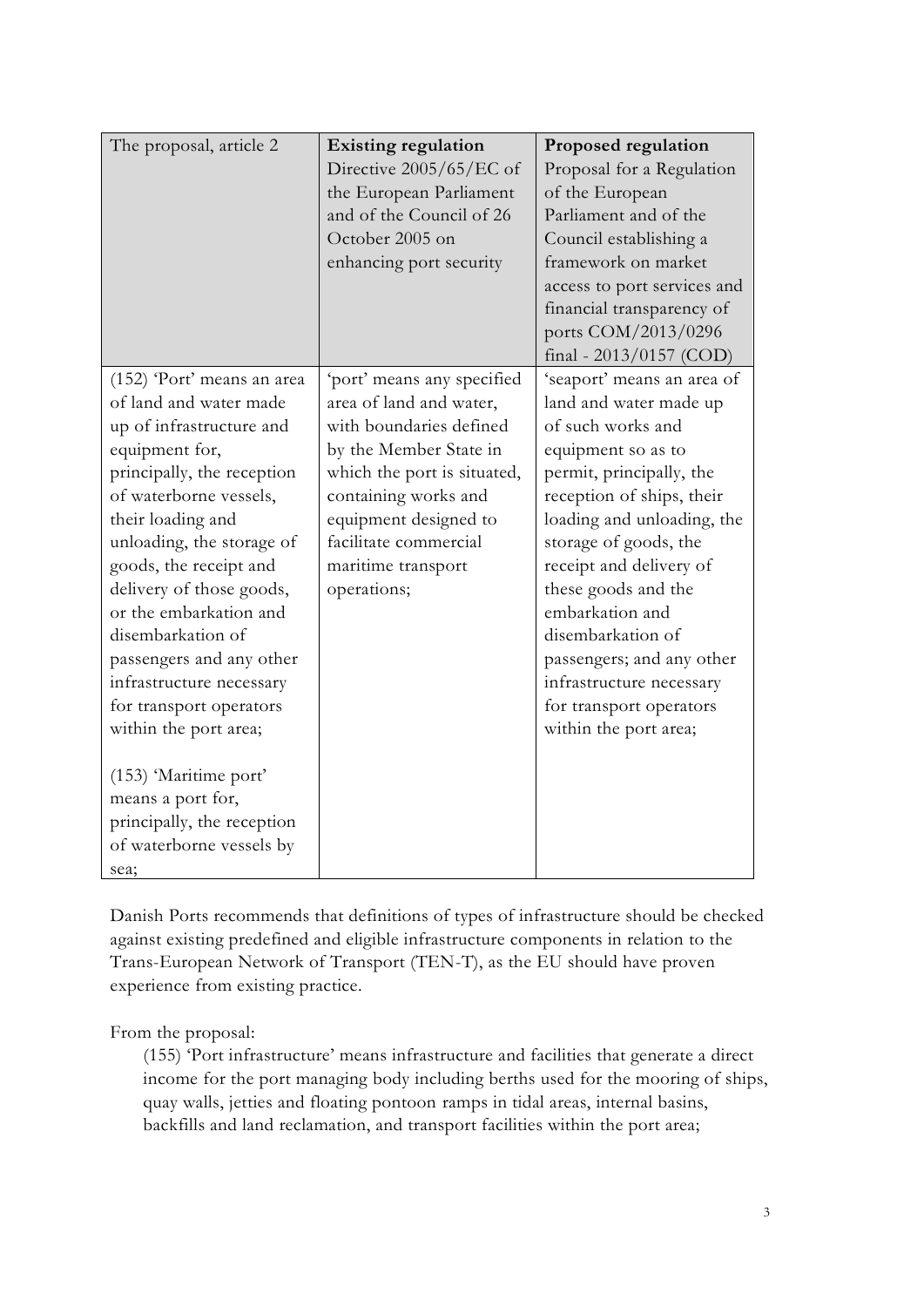| The proposal, article 2 | **Existing regulation** Directive 2005/65/EC of the European Parliament and of the Council of 26 October 2005 on enhancing port security | **Proposed regulation** Proposal for a Regulation of the European Parliament and of the Council establishing a framework on market access to port services and financial transparency of ports COM/2013/0296 final - 2013/0157 (COD) |
|---|---|---|
| (152) 'Port' means an area of land and water made up of infrastructure and equipment for, principally, the reception of waterborne vessels, their loading and unloading, the storage of goods, the receipt and delivery of those goods, or the embarkation and disembarkation of passengers and any other infrastructure necessary for transport operators within the port area;<br><br>(153) 'Maritime port' means a port for, principally, the reception of waterborne vessels by sea; | 'port' means any specified area of land and water, with boundaries defined by the Member State in which the port is situated, containing works and equipment designed to facilitate commercial maritime transport operations; | 'seaport' means an area of land and water made up of such works and equipment so as to permit, principally, the reception of ships, their loading and unloading, the storage of goods, the receipt and delivery of these goods and the embarkation and disembarkation of passengers; and any other infrastructure necessary for transport operators within the port area; |

Danish Ports recommends that definitions of types of infrastructure should be checked against existing predefined and eligible infrastructure components in relation to the Trans-European Network of Transport (TEN-T), as the EU should have proven experience from existing practice.

From the proposal:

> (155) 'Port infrastructure' means infrastructure and facilities that generate a direct income for the port managing body including berths used for the mooring of ships, quay walls, jetties and floating pontoon ramps in tidal areas, internal basins, backfills and land reclamation, and transport facilities within the port area;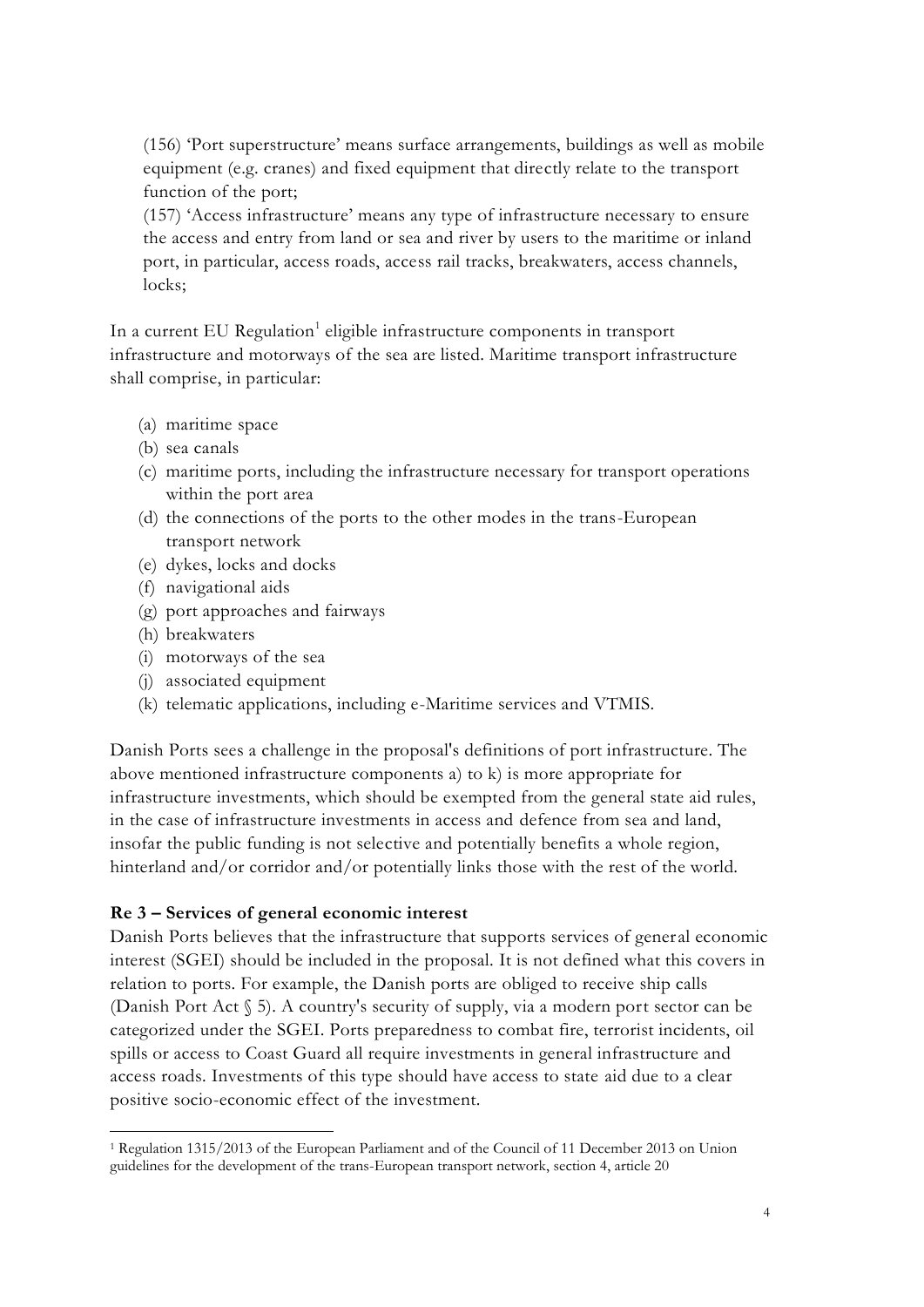(156) 'Port superstructure' means surface arrangements, buildings as well as mobile equipment (e.g. cranes) and fixed equipment that directly relate to the transport function of the port;

(157) 'Access infrastructure' means any type of infrastructure necessary to ensure the access and entry from land or sea and river by users to the maritime or inland port, in particular, access roads, access rail tracks, breakwaters, access channels, locks;

In a current EU Regulation[1] eligible infrastructure components in transport infrastructure and motorways of the sea are listed. Maritime transport infrastructure shall comprise, in particular:

(a) maritime space
(b) sea canals
(c) maritime ports, including the infrastructure necessary for transport operations within the port area
(d) the connections of the ports to the other modes in the trans-European transport network
(e) dykes, locks and docks
(f) navigational aids
(g) port approaches and fairways
(h) breakwaters
(i) motorways of the sea
(j) associated equipment
(k) telematic applications, including e-Maritime services and VTMIS.

Danish Ports sees a challenge in the proposal's definitions of port infrastructure. The above mentioned infrastructure components a) to k) is more appropriate for infrastructure investments, which should be exempted from the general state aid rules, in the case of infrastructure investments in access and defence from sea and land, insofar the public funding is not selective and potentially benefits a whole region, hinterland and/or corridor and/or potentially links those with the rest of the world.

### Re 3 – Services of general economic interest

Danish Ports believes that the infrastructure that supports services of general economic interest (SGEI) should be included in the proposal. It is not defined what this covers in relation to ports. For example, the Danish ports are obliged to receive ship calls (Danish Port Act § 5). A country's security of supply, via a modern port sector can be categorized under the SGEI. Ports preparedness to combat fire, terrorist incidents, oil spills or access to Coast Guard all require investments in general infrastructure and access roads. Investments of this type should have access to state aid due to a clear positive socio-economic effect of the investment.

---

[1] Regulation 1315/2013 of the European Parliament and of the Council of 11 December 2013 on Union guidelines for the development of the trans-European transport network, section 4, article 20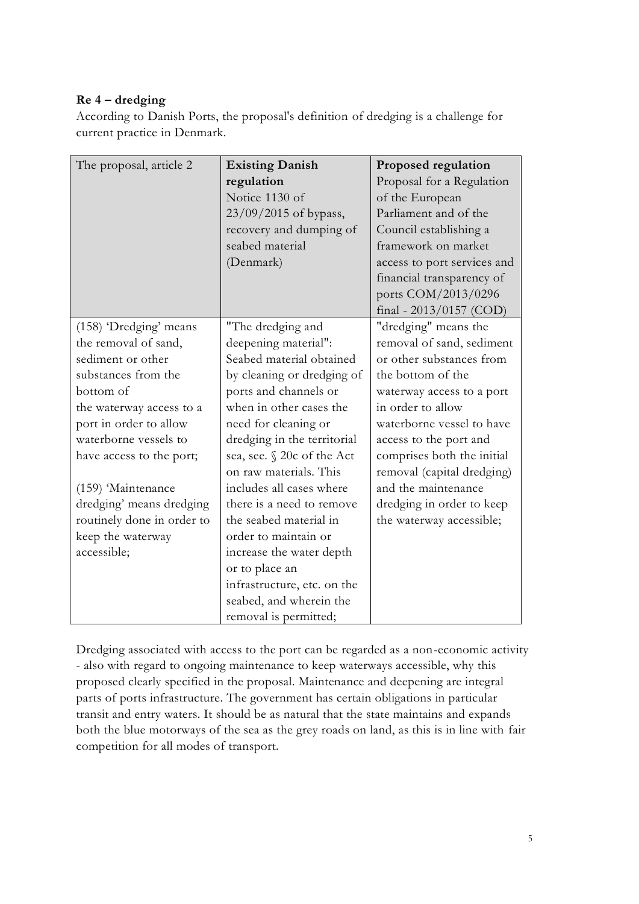**Re 4 – dredging**

According to Danish Ports, the proposal's definition of dredging is a challenge for current practice in Denmark.

| The proposal, article 2 | **Existing Danish regulation** Notice 1130 of 23/09/2015 of bypass, recovery and dumping of seabed material (Denmark) | **Proposed regulation** Proposal for a Regulation of the European Parliament and of the Council establishing a framework on market access to port services and financial transparency of ports COM/2013/0296 final - 2013/0157 (COD) |
|---|---|---|
| (158) 'Dredging' means the removal of sand, sediment or other substances from the bottom of the waterway access to a port in order to allow waterborne vessels to have access to the port;<br><br>(159) 'Maintenance dredging' means dredging routinely done in order to keep the waterway accessible; | "The dredging and deepening material": Seabed material obtained by cleaning or dredging of ports and channels or when in other cases the need for cleaning or dredging in the territorial sea, see. § 20c of the Act on raw materials. This includes all cases where there is a need to remove the seabed material in order to maintain or increase the water depth or to place an infrastructure, etc. on the seabed, and wherein the removal is permitted; | "dredging" means the removal of sand, sediment or other substances from the bottom of the waterway access to a port in order to allow waterborne vessel to have access to the port and comprises both the initial removal (capital dredging) and the maintenance dredging in order to keep the waterway accessible; |

Dredging associated with access to the port can be regarded as a non-economic activity - also with regard to ongoing maintenance to keep waterways accessible, why this proposed clearly specified in the proposal. Maintenance and deepening are integral parts of ports infrastructure. The government has certain obligations in particular transit and entry waters. It should be as natural that the state maintains and expands both the blue motorways of the sea as the grey roads on land, as this is in line with fair competition for all modes of transport.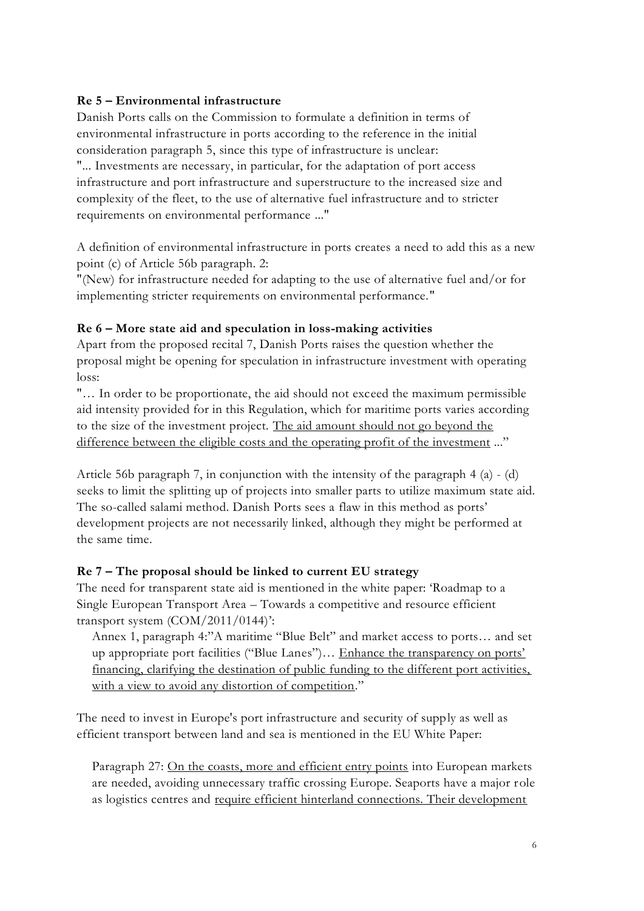**Re 5 – Environmental infrastructure**

Danish Ports calls on the Commission to formulate a definition in terms of environmental infrastructure in ports according to the reference in the initial consideration paragraph 5, since this type of infrastructure is unclear:
"... Investments are necessary, in particular, for the adaptation of port access infrastructure and port infrastructure and superstructure to the increased size and complexity of the fleet, to the use of alternative fuel infrastructure and to stricter requirements on environmental performance ..."

A definition of environmental infrastructure in ports creates a need to add this as a new point (c) of Article 56b paragraph. 2:
"(New) for infrastructure needed for adapting to the use of alternative fuel and/or for implementing stricter requirements on environmental performance."

**Re 6 – More state aid and speculation in loss-making activities**

Apart from the proposed recital 7, Danish Ports raises the question whether the proposal might be opening for speculation in infrastructure investment with operating loss:
"… In order to be proportionate, the aid should not exceed the maximum permissible aid intensity provided for in this Regulation, which for maritime ports varies according to the size of the investment project. <u>The aid amount should not go beyond the difference between the eligible costs and the operating profit of the investment</u> ..."

Article 56b paragraph 7, in conjunction with the intensity of the paragraph 4 (a) - (d) seeks to limit the splitting up of projects into smaller parts to utilize maximum state aid. The so-called salami method. Danish Ports sees a flaw in this method as ports' development projects are not necessarily linked, although they might be performed at the same time.

**Re 7 – The proposal should be linked to current EU strategy**

The need for transparent state aid is mentioned in the white paper: 'Roadmap to a Single European Transport Area – Towards a competitive and resource efficient transport system (COM/2011/0144)':

> Annex 1, paragraph 4:"A maritime "Blue Belt" and market access to ports… and set up appropriate port facilities ("Blue Lanes")… <u>Enhance the transparency on ports' financing, clarifying the destination of public funding to the different port activities, with a view to avoid any distortion of competition</u>."

The need to invest in Europe's port infrastructure and security of supply as well as efficient transport between land and sea is mentioned in the EU White Paper:

> Paragraph 27: <u>On the coasts, more and efficient entry points</u> into European markets are needed, avoiding unnecessary traffic crossing Europe. Seaports have a major role as logistics centres and <u>require efficient hinterland connections. Their development</u>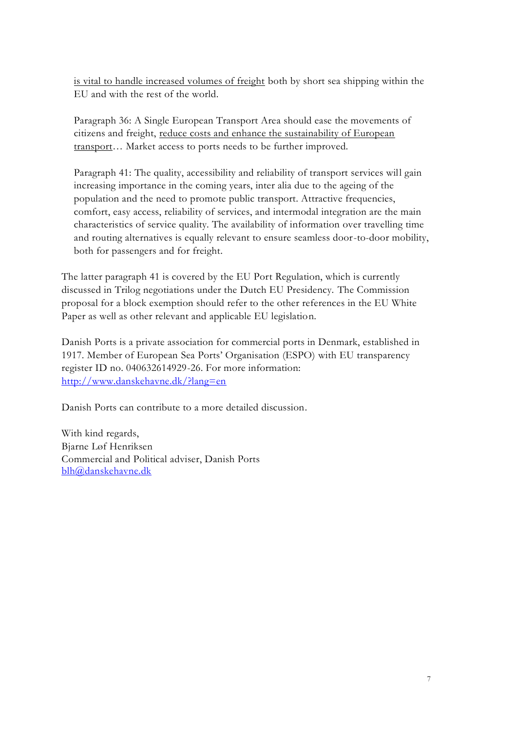is vital to handle increased volumes of freight both by short sea shipping within the EU and with the rest of the world.

> Paragraph 36: A Single European Transport Area should ease the movements of citizens and freight, reduce costs and enhance the sustainability of European transport… Market access to ports needs to be further improved.
>
> Paragraph 41: The quality, accessibility and reliability of transport services will gain increasing importance in the coming years, inter alia due to the ageing of the population and the need to promote public transport. Attractive frequencies, comfort, easy access, reliability of services, and intermodal integration are the main characteristics of service quality. The availability of information over travelling time and routing alternatives is equally relevant to ensure seamless door-to-door mobility, both for passengers and for freight.

The latter paragraph 41 is covered by the EU Port Regulation, which is currently discussed in Trilog negotiations under the Dutch EU Presidency. The Commission proposal for a block exemption should refer to the other references in the EU White Paper as well as other relevant and applicable EU legislation.

Danish Ports is a private association for commercial ports in Denmark, established in 1917. Member of European Sea Ports' Organisation (ESPO) with EU transparency register ID no. 040632614929-26. For more information: http://www.danskehavne.dk/?lang=en

Danish Ports can contribute to a more detailed discussion.

With kind regards,
Bjarne Løf Henriksen
Commercial and Political adviser, Danish Ports
blh@danskehavne.dk